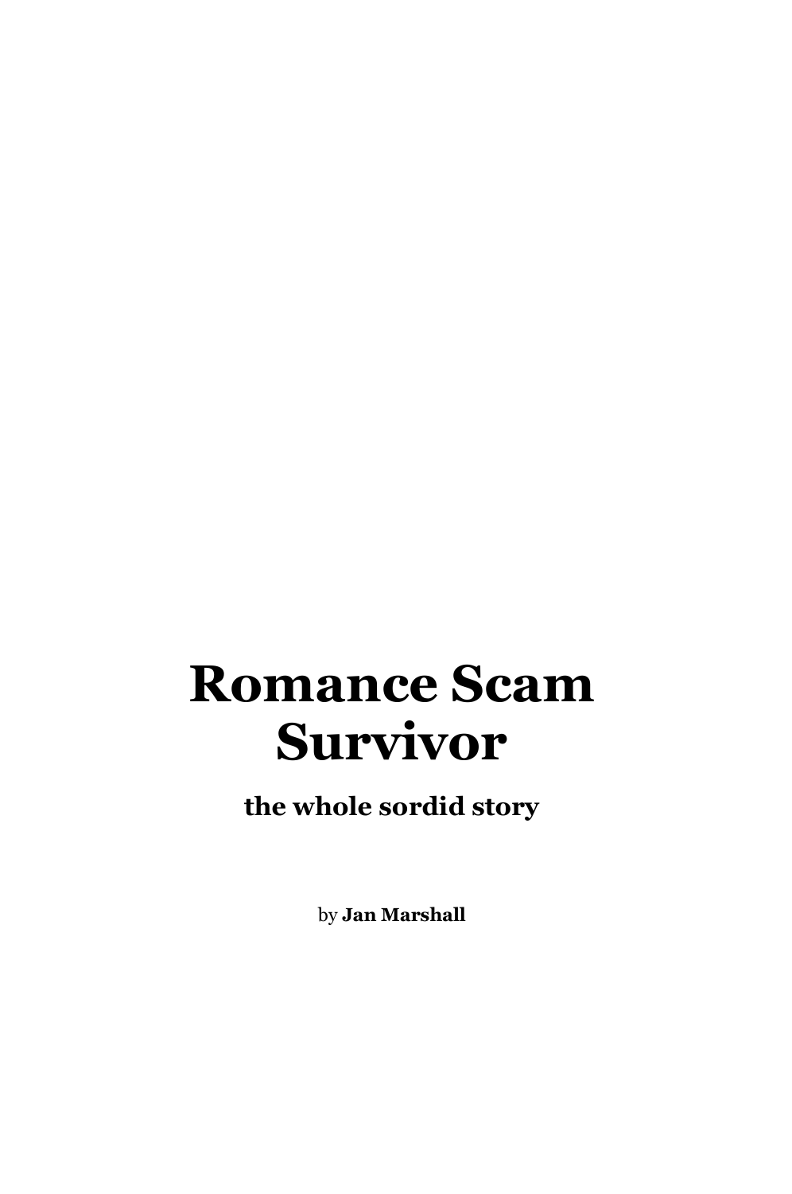# Romance Scam Survivor

**the whole sordid story**

by **Jan Marshall**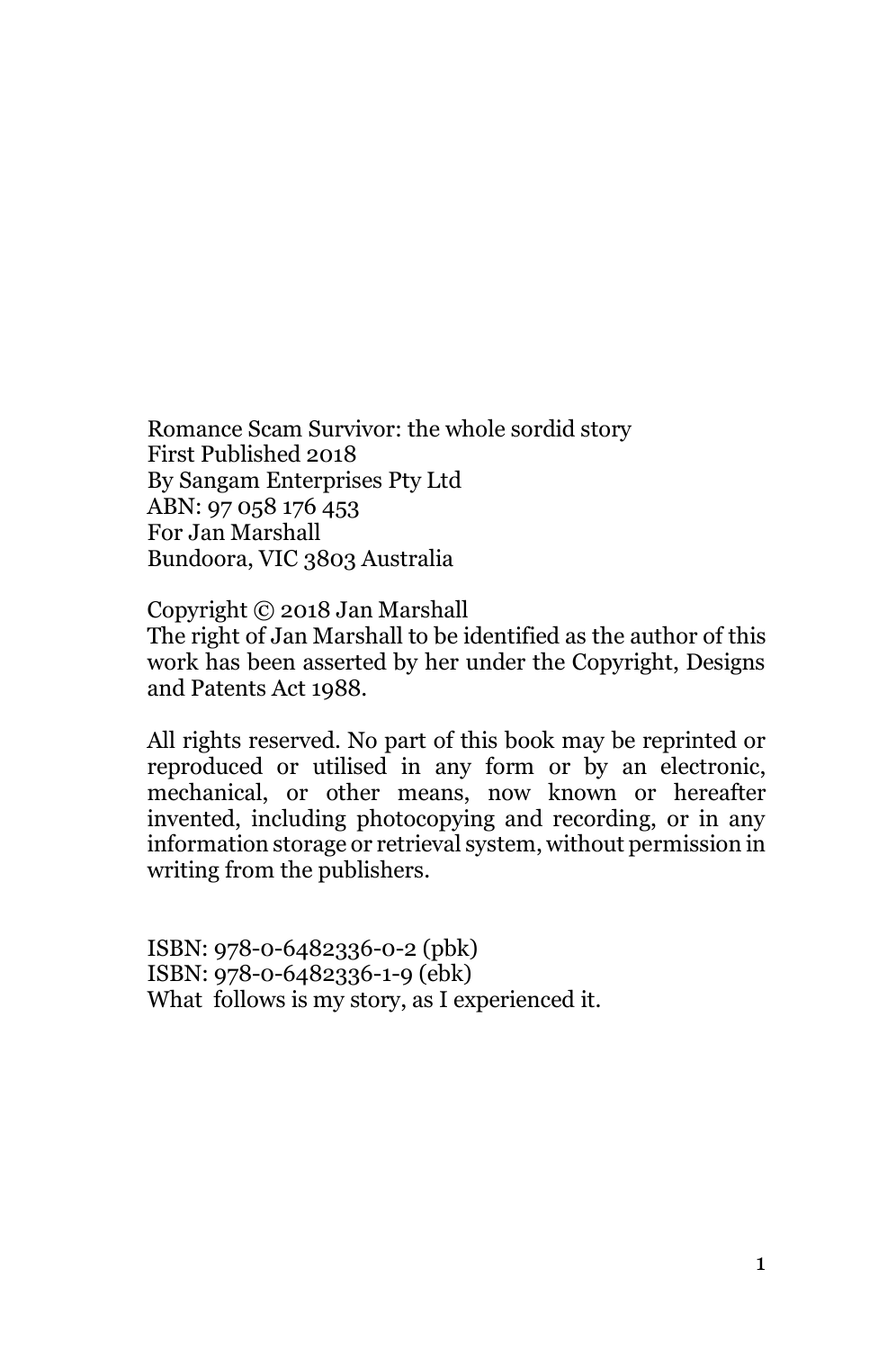Romance Scam Survivor: the whole sordid story
First Published 2018
By Sangam Enterprises Pty Ltd
ABN: 97 058 176 453
For Jan Marshall
Bundoora, VIC 3803 Australia

Copyright © 2018 Jan Marshall
The right of Jan Marshall to be identified as the author of this work has been asserted by her under the Copyright, Designs and Patents Act 1988.

All rights reserved. No part of this book may be reprinted or reproduced or utilised in any form or by an electronic, mechanical, or other means, now known or hereafter invented, including photocopying and recording, or in any information storage or retrieval system, without permission in writing from the publishers.

ISBN: 978-0-6482336-0-2 (pbk)
ISBN: 978-0-6482336-1-9 (ebk)
What follows is my story, as I experienced it.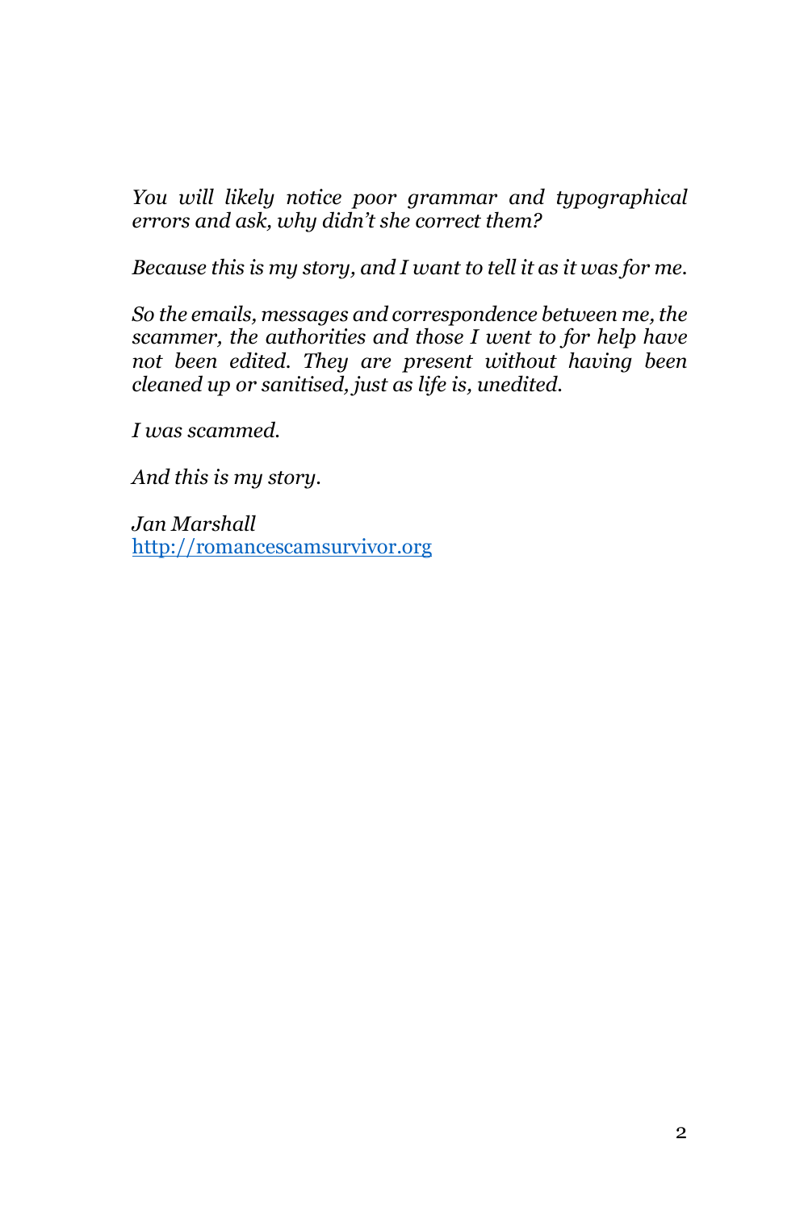*You will likely notice poor grammar and typographical errors and ask, why didn't she correct them?*

*Because this is my story, and I want to tell it as it was for me.*

*So the emails, messages and correspondence between me, the scammer, the authorities and those I went to for help have not been edited. They are present without having been cleaned up or sanitised, just as life is, unedited.*

*I was scammed.*

*And this is my story.*

*Jan Marshall*
[http://romancescamsurvivor.org](http://romancescamsurvivor.org)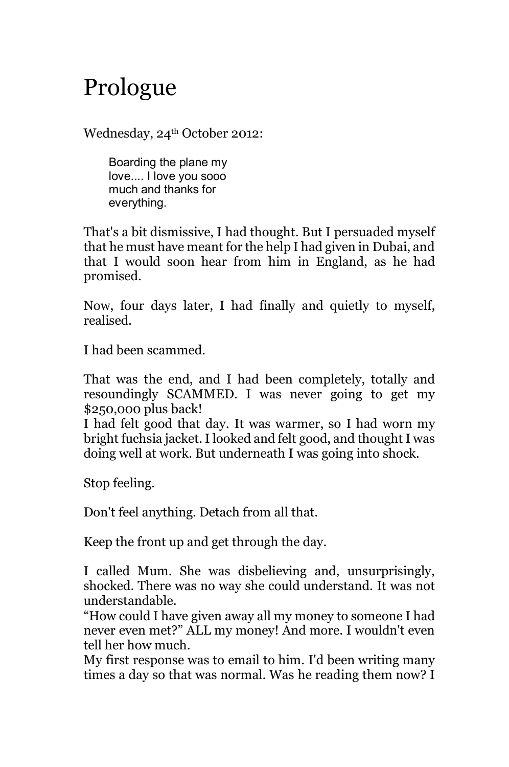# Prologue

Wednesday, 24th October 2012:

> Boarding the plane my love.... I love you sooo much and thanks for everything.

That's a bit dismissive, I had thought. But I persuaded myself that he must have meant for the help I had given in Dubai, and that I would soon hear from him in England, as he had promised.

Now, four days later, I had finally and quietly to myself, realised.

I had been scammed.

That was the end, and I had been completely, totally and resoundingly SCAMMED. I was never going to get my $250,000 plus back!
I had felt good that day. It was warmer, so I had worn my bright fuchsia jacket. I looked and felt good, and thought I was doing well at work. But underneath I was going into shock.

Stop feeling.

Don't feel anything. Detach from all that.

Keep the front up and get through the day.

I called Mum. She was disbelieving and, unsurprisingly, shocked. There was no way she could understand. It was not understandable.
"How could I have given away all my money to someone I had never even met?" ALL my money! And more. I wouldn't even tell her how much.
My first response was to email to him. I'd been writing many times a day so that was normal. Was he reading them now? I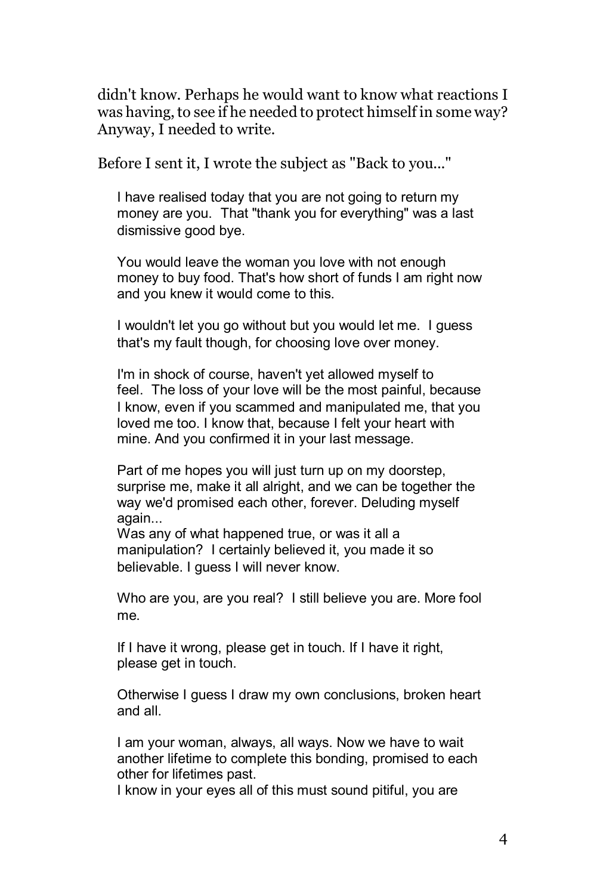didn't know. Perhaps he would want to know what reactions I was having, to see if he needed to protect himself in some way? Anyway, I needed to write.

Before I sent it, I wrote the subject as "Back to you..."

> I have realised today that you are not going to return my money are you. That "thank you for everything" was a last dismissive good bye.
>
> You would leave the woman you love with not enough money to buy food. That's how short of funds I am right now and you knew it would come to this.
>
> I wouldn't let you go without but you would let me. I guess that's my fault though, for choosing love over money.
>
> I'm in shock of course, haven't yet allowed myself to feel. The loss of your love will be the most painful, because I know, even if you scammed and manipulated me, that you loved me too. I know that, because I felt your heart with mine. And you confirmed it in your last message.
>
> Part of me hopes you will just turn up on my doorstep, surprise me, make it all alright, and we can be together the way we'd promised each other, forever. Deluding myself again...
> Was any of what happened true, or was it all a manipulation? I certainly believed it, you made it so believable. I guess I will never know.
>
> Who are you, are you real? I still believe you are. More fool me.
>
> If I have it wrong, please get in touch. If I have it right, please get in touch.
>
> Otherwise I guess I draw my own conclusions, broken heart and all.
>
> I am your woman, always, all ways. Now we have to wait another lifetime to complete this bonding, promised to each other for lifetimes past.
> I know in your eyes all of this must sound pitiful, you are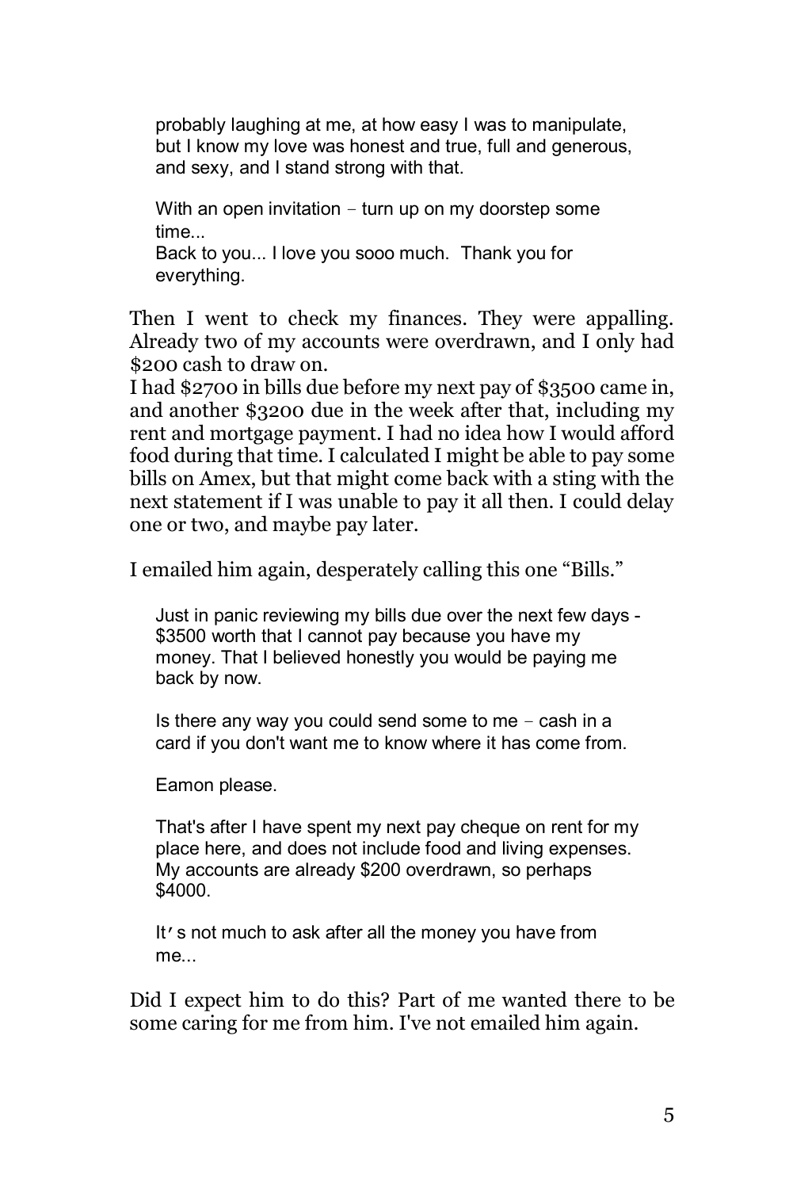> probably laughing at me, at how easy I was to manipulate, but I know my love was honest and true, full and generous, and sexy, and I stand strong with that.
>
> With an open invitation – turn up on my doorstep some time...
> Back to you... I love you sooo much. Thank you for everything.

Then I went to check my finances. They were appalling. Already two of my accounts were overdrawn, and I only had $200 cash to draw on.
I had $2700 in bills due before my next pay of $3500 came in, and another $3200 due in the week after that, including my rent and mortgage payment. I had no idea how I would afford food during that time. I calculated I might be able to pay some bills on Amex, but that might come back with a sting with the next statement if I was unable to pay it all then. I could delay one or two, and maybe pay later.

I emailed him again, desperately calling this one "Bills."

> Just in panic reviewing my bills due over the next few days - $3500 worth that I cannot pay because you have my money. That I believed honestly you would be paying me back by now.
>
> Is there any way you could send some to me – cash in a card if you don't want me to know where it has come from.
>
> Eamon please.
>
> That's after I have spent my next pay cheque on rent for my place here, and does not include food and living expenses. My accounts are already $200 overdrawn, so perhaps $4000.
>
> It's not much to ask after all the money you have from me...

Did I expect him to do this? Part of me wanted there to be some caring for me from him. I've not emailed him again.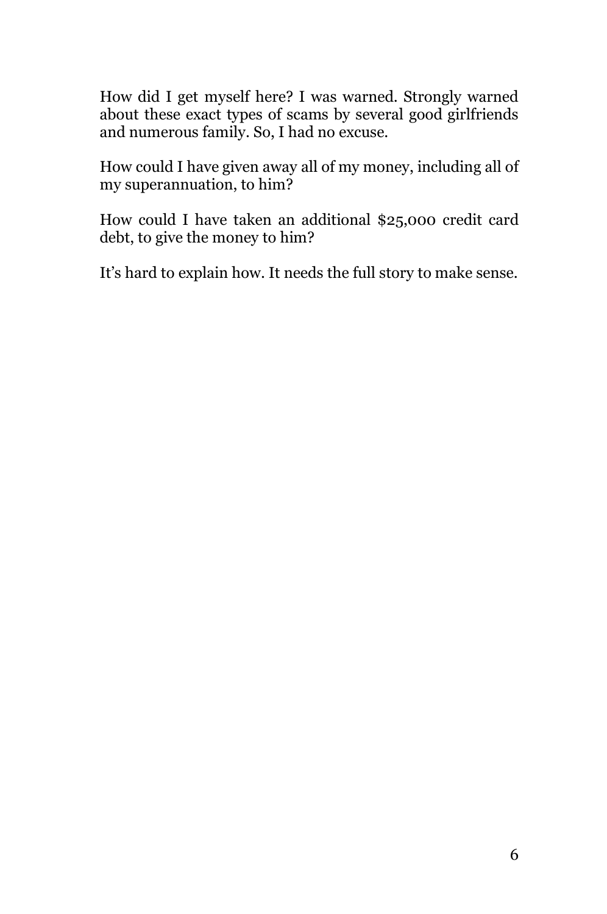How did I get myself here? I was warned. Strongly warned about these exact types of scams by several good girlfriends and numerous family. So, I had no excuse.

How could I have given away all of my money, including all of my superannuation, to him?

How could I have taken an additional $25,000 credit card debt, to give the money to him?

It's hard to explain how. It needs the full story to make sense.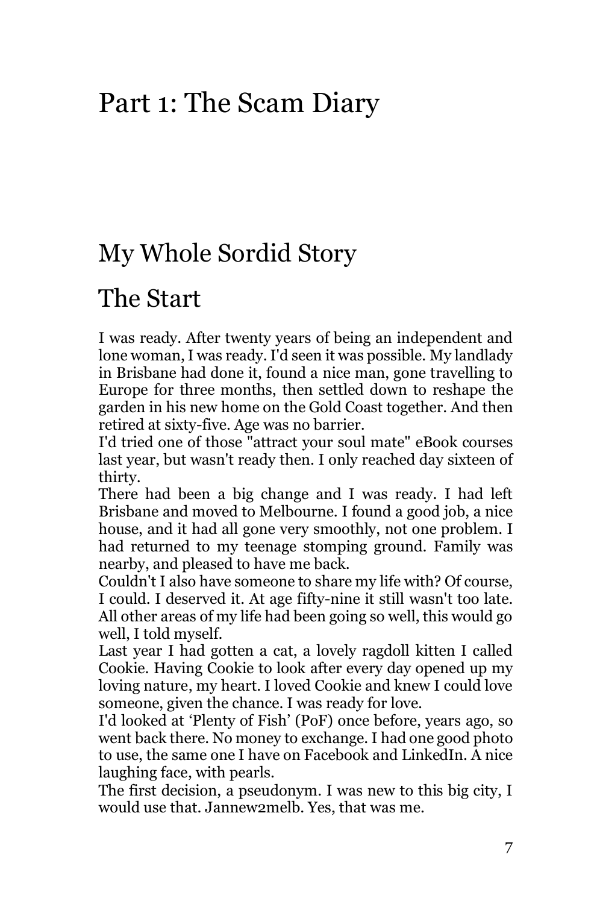# Part 1: The Scam Diary

## My Whole Sordid Story

## The Start

I was ready. After twenty years of being an independent and lone woman, I was ready. I'd seen it was possible. My landlady in Brisbane had done it, found a nice man, gone travelling to Europe for three months, then settled down to reshape the garden in his new home on the Gold Coast together. And then retired at sixty-five. Age was no barrier.

I'd tried one of those "attract your soul mate" eBook courses last year, but wasn't ready then. I only reached day sixteen of thirty.

There had been a big change and I was ready. I had left Brisbane and moved to Melbourne. I found a good job, a nice house, and it had all gone very smoothly, not one problem. I had returned to my teenage stomping ground. Family was nearby, and pleased to have me back.

Couldn't I also have someone to share my life with? Of course, I could. I deserved it. At age fifty-nine it still wasn't too late. All other areas of my life had been going so well, this would go well, I told myself.

Last year I had gotten a cat, a lovely ragdoll kitten I called Cookie. Having Cookie to look after every day opened up my loving nature, my heart. I loved Cookie and knew I could love someone, given the chance. I was ready for love.

I'd looked at 'Plenty of Fish' (PoF) once before, years ago, so went back there. No money to exchange. I had one good photo to use, the same one I have on Facebook and LinkedIn. A nice laughing face, with pearls.

The first decision, a pseudonym. I was new to this big city, I would use that. Jannew2melb. Yes, that was me.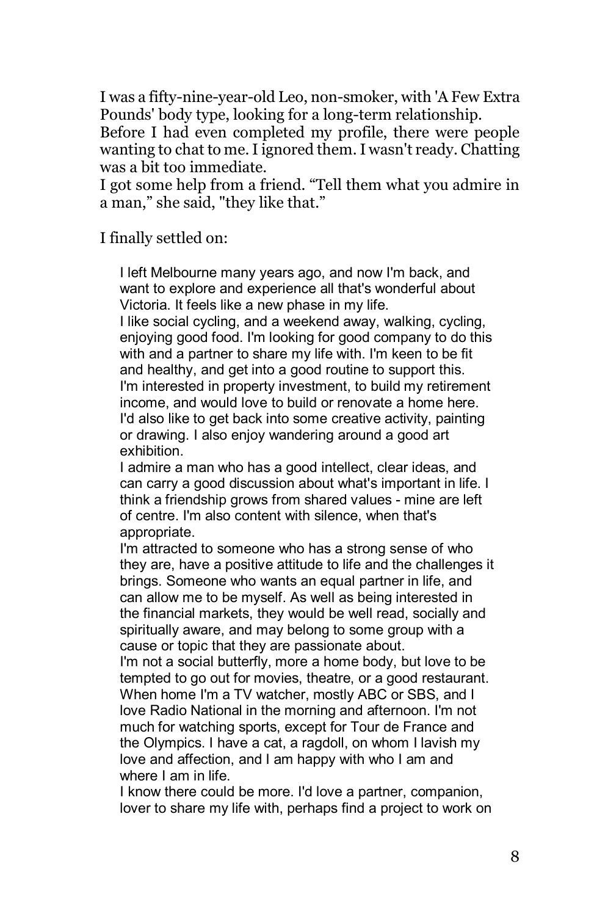I was a fifty-nine-year-old Leo, non-smoker, with 'A Few Extra Pounds' body type, looking for a long-term relationship.
Before I had even completed my profile, there were people wanting to chat to me. I ignored them. I wasn't ready. Chatting was a bit too immediate.
I got some help from a friend. “Tell them what you admire in a man,” she said, "they like that.”

I finally settled on:

> I left Melbourne many years ago, and now I'm back, and want to explore and experience all that's wonderful about Victoria. It feels like a new phase in my life.
> I like social cycling, and a weekend away, walking, cycling, enjoying good food. I'm looking for good company to do this with and a partner to share my life with. I'm keen to be fit and healthy, and get into a good routine to support this.
> I'm interested in property investment, to build my retirement income, and would love to build or renovate a home here.
> I'd also like to get back into some creative activity, painting or drawing. I also enjoy wandering around a good art exhibition.
> I admire a man who has a good intellect, clear ideas, and can carry a good discussion about what's important in life. I think a friendship grows from shared values - mine are left of centre. I'm also content with silence, when that's appropriate.
> I'm attracted to someone who has a strong sense of who they are, have a positive attitude to life and the challenges it brings. Someone who wants an equal partner in life, and can allow me to be myself. As well as being interested in the financial markets, they would be well read, socially and spiritually aware, and may belong to some group with a cause or topic that they are passionate about.
> I'm not a social butterfly, more a home body, but love to be tempted to go out for movies, theatre, or a good restaurant. When home I'm a TV watcher, mostly ABC or SBS, and I love Radio National in the morning and afternoon. I'm not much for watching sports, except for Tour de France and the Olympics. I have a cat, a ragdoll, on whom I lavish my love and affection, and I am happy with who I am and where I am in life.
> I know there could be more. I'd love a partner, companion, lover to share my life with, perhaps find a project to work on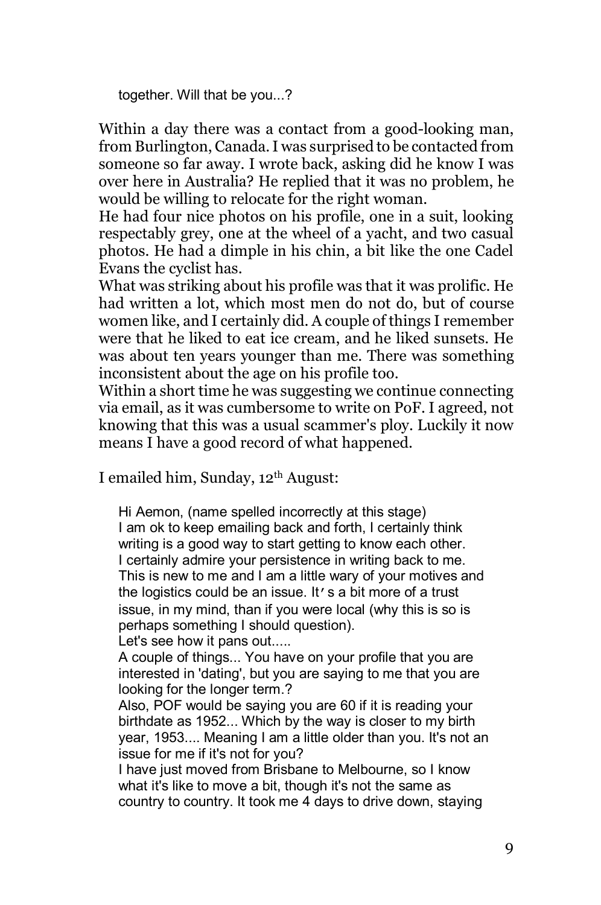together. Will that be you...?

Within a day there was a contact from a good-looking man, from Burlington, Canada. I was surprised to be contacted from someone so far away. I wrote back, asking did he know I was over here in Australia? He replied that it was no problem, he would be willing to relocate for the right woman.

He had four nice photos on his profile, one in a suit, looking respectably grey, one at the wheel of a yacht, and two casual photos. He had a dimple in his chin, a bit like the one Cadel Evans the cyclist has.

What was striking about his profile was that it was prolific. He had written a lot, which most men do not do, but of course women like, and I certainly did. A couple of things I remember were that he liked to eat ice cream, and he liked sunsets. He was about ten years younger than me. There was something inconsistent about the age on his profile too.

Within a short time he was suggesting we continue connecting via email, as it was cumbersome to write on PoF. I agreed, not knowing that this was a usual scammer's ploy. Luckily it now means I have a good record of what happened.

I emailed him, Sunday, 12th August:

> Hi Aemon, (name spelled incorrectly at this stage)
> I am ok to keep emailing back and forth, I certainly think writing is a good way to start getting to know each other.
> I certainly admire your persistence in writing back to me. This is new to me and I am a little wary of your motives and the logistics could be an issue. It's a bit more of a trust issue, in my mind, than if you were local (why this is so is perhaps something I should question).
> Let's see how it pans out.....
> A couple of things... You have on your profile that you are interested in 'dating', but you are saying to me that you are looking for the longer term.?
> Also, POF would be saying you are 60 if it is reading your birthdate as 1952... Which by the way is closer to my birth year, 1953.... Meaning I am a little older than you. It's not an issue for me if it's not for you?
> I have just moved from Brisbane to Melbourne, so I know what it's like to move a bit, though it's not the same as country to country. It took me 4 days to drive down, staying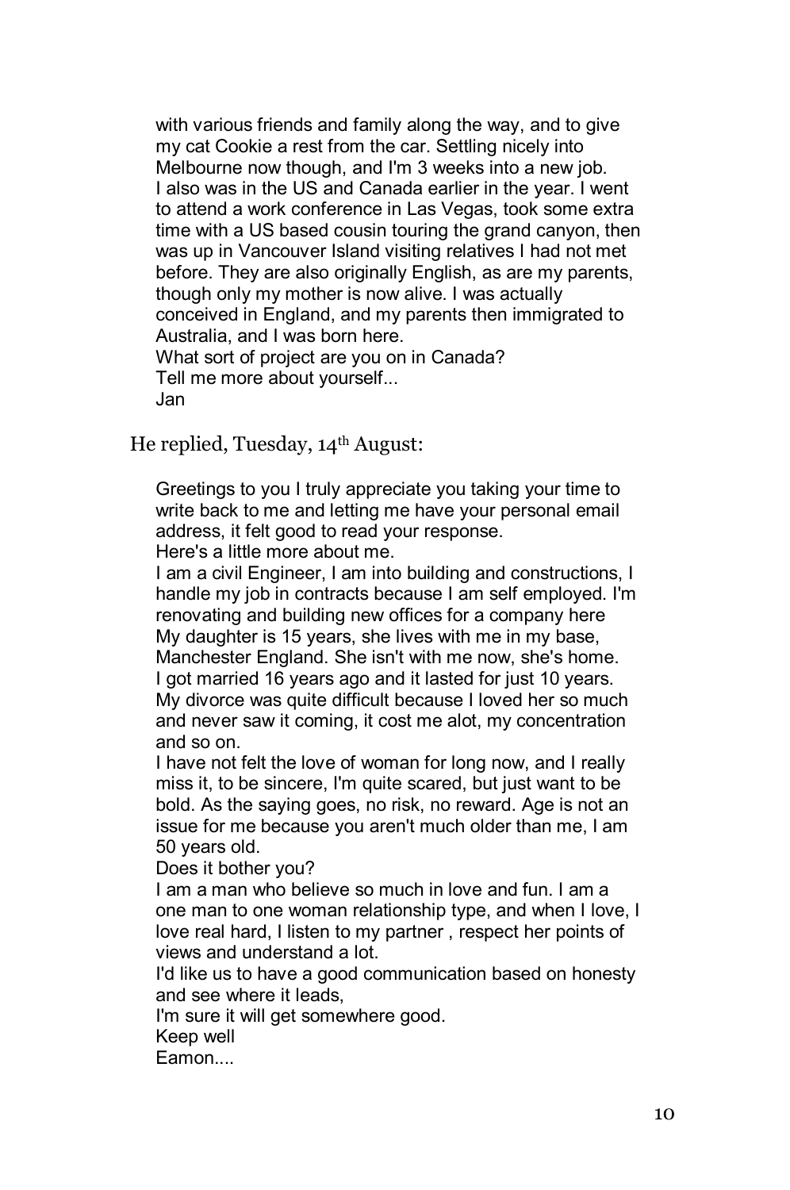with various friends and family along the way, and to give my cat Cookie a rest from the car. Settling nicely into Melbourne now though, and I'm 3 weeks into a new job.
I also was in the US and Canada earlier in the year. I went to attend a work conference in Las Vegas, took some extra time with a US based cousin touring the grand canyon, then was up in Vancouver Island visiting relatives I had not met before. They are also originally English, as are my parents, though only my mother is now alive. I was actually conceived in England, and my parents then immigrated to Australia, and I was born here.
What sort of project are you on in Canada?
Tell me more about yourself...
Jan

He replied, Tuesday, 14th August:

> Greetings to you I truly appreciate you taking your time to write back to me and letting me have your personal email address, it felt good to read your response.
> Here's a little more about me.
> I am a civil Engineer, I am into building and constructions, I handle my job in contracts because I am self employed. I'm renovating and building new offices for a company here
> My daughter is 15 years, she lives with me in my base, Manchester England. She isn't with me now, she's home.
> I got married 16 years ago and it lasted for just 10 years. My divorce was quite difficult because I loved her so much and never saw it coming, it cost me alot, my concentration and so on.
> I have not felt the love of woman for long now, and I really miss it, to be sincere, I'm quite scared, but just want to be bold. As the saying goes, no risk, no reward. Age is not an issue for me because you aren't much older than me, I am 50 years old.
> Does it bother you?
> I am a man who believe so much in love and fun. I am a one man to one woman relationship type, and when I love, I love real hard, I listen to my partner , respect her points of views and understand a lot.
> I'd like us to have a good communication based on honesty and see where it leads,
> I'm sure it will get somewhere good.
> Keep well
> Eamon....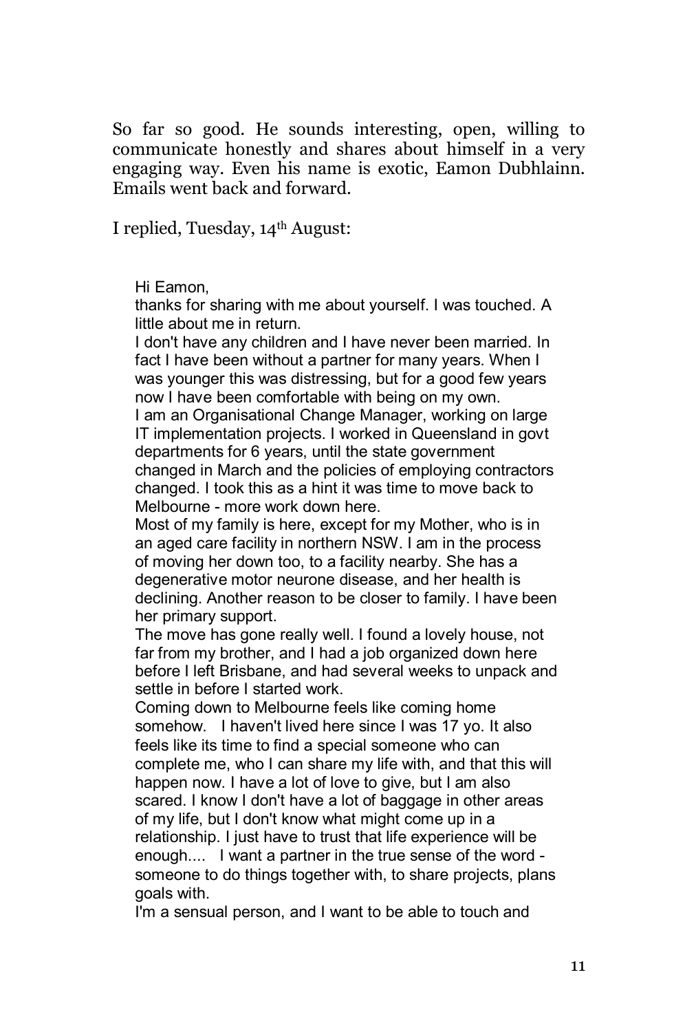So far so good. He sounds interesting, open, willing to communicate honestly and shares about himself in a very engaging way. Even his name is exotic, Eamon Dubhlainn. Emails went back and forward.

I replied, Tuesday, 14th August:

> Hi Eamon,
> thanks for sharing with me about yourself. I was touched. A little about me in return.
> I don't have any children and I have never been married. In fact I have been without a partner for many years. When I was younger this was distressing, but for a good few years now I have been comfortable with being on my own.
> I am an Organisational Change Manager, working on large IT implementation projects. I worked in Queensland in govt departments for 6 years, until the state government changed in March and the policies of employing contractors changed. I took this as a hint it was time to move back to Melbourne - more work down here.
> Most of my family is here, except for my Mother, who is in an aged care facility in northern NSW. I am in the process of moving her down too, to a facility nearby. She has a degenerative motor neurone disease, and her health is declining. Another reason to be closer to family. I have been her primary support.
> The move has gone really well. I found a lovely house, not far from my brother, and I had a job organized down here before I left Brisbane, and had several weeks to unpack and settle in before I started work.
> Coming down to Melbourne feels like coming home somehow. I haven't lived here since I was 17 yo. It also feels like its time to find a special someone who can complete me, who I can share my life with, and that this will happen now. I have a lot of love to give, but I am also scared. I know I don't have a lot of baggage in other areas of my life, but I don't know what might come up in a relationship. I just have to trust that life experience will be enough.... I want a partner in the true sense of the word - someone to do things together with, to share projects, plans goals with.
> I'm a sensual person, and I want to be able to touch and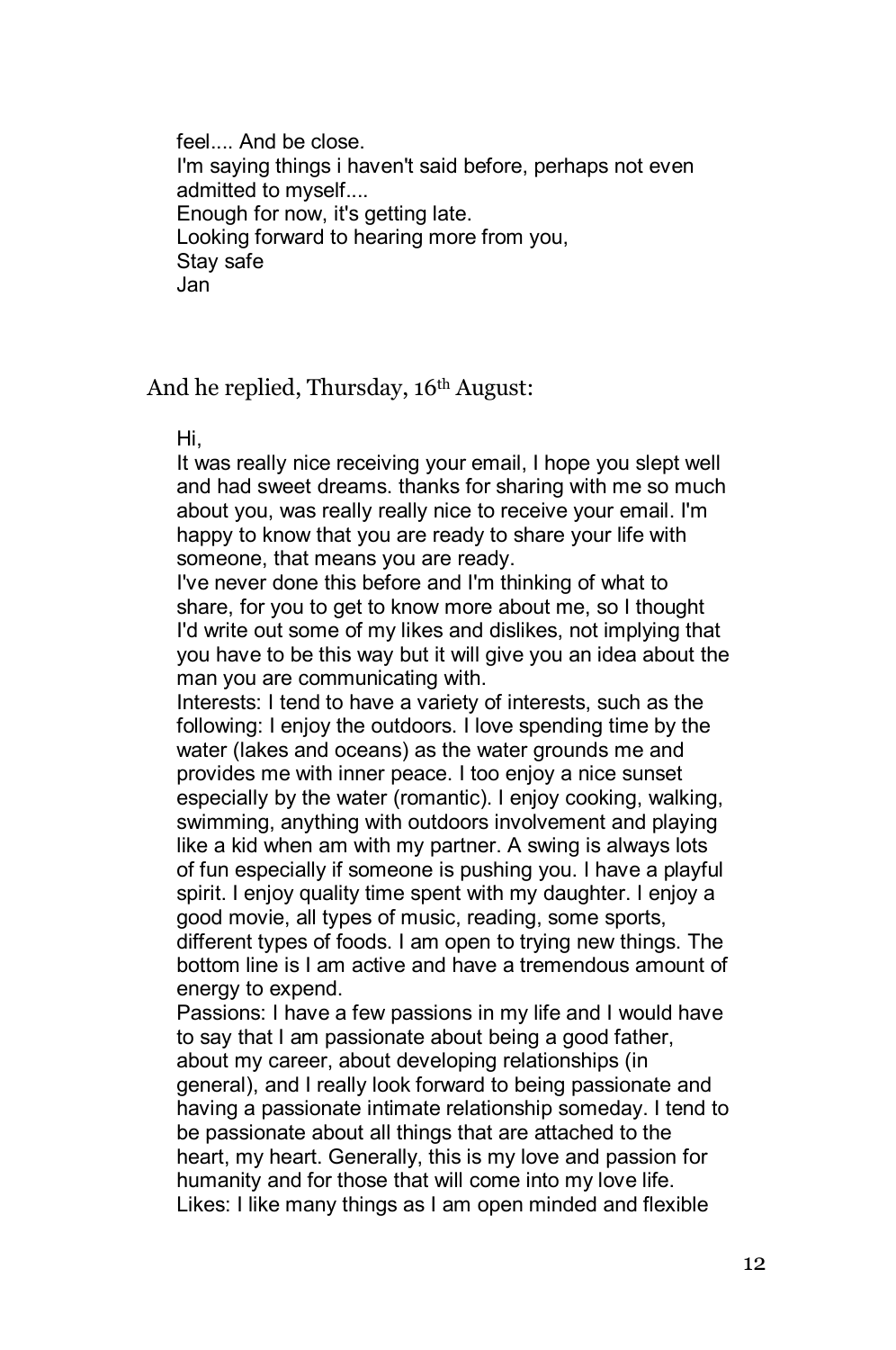feel.... And be close.
I'm saying things i haven't said before, perhaps not even admitted to myself....
Enough for now, it's getting late.
Looking forward to hearing more from you,
Stay safe
Jan

And he replied, Thursday, 16th August:

Hi,
It was really nice receiving your email, I hope you slept well and had sweet dreams. thanks for sharing with me so much about you, was really really nice to receive your email. I'm happy to know that you are ready to share your life with someone, that means you are ready.
I've never done this before and I'm thinking of what to share, for you to get to know more about me, so I thought I'd write out some of my likes and dislikes, not implying that you have to be this way but it will give you an idea about the man you are communicating with.
Interests: I tend to have a variety of interests, such as the following: I enjoy the outdoors. I love spending time by the water (lakes and oceans) as the water grounds me and provides me with inner peace. I too enjoy a nice sunset especially by the water (romantic). I enjoy cooking, walking, swimming, anything with outdoors involvement and playing like a kid when am with my partner. A swing is always lots of fun especially if someone is pushing you. I have a playful spirit. I enjoy quality time spent with my daughter. I enjoy a good movie, all types of music, reading, some sports, different types of foods. I am open to trying new things. The bottom line is I am active and have a tremendous amount of energy to expend.
Passions: I have a few passions in my life and I would have to say that I am passionate about being a good father, about my career, about developing relationships (in general), and I really look forward to being passionate and having a passionate intimate relationship someday. I tend to be passionate about all things that are attached to the heart, my heart. Generally, this is my love and passion for humanity and for those that will come into my love life.
Likes: I like many things as I am open minded and flexible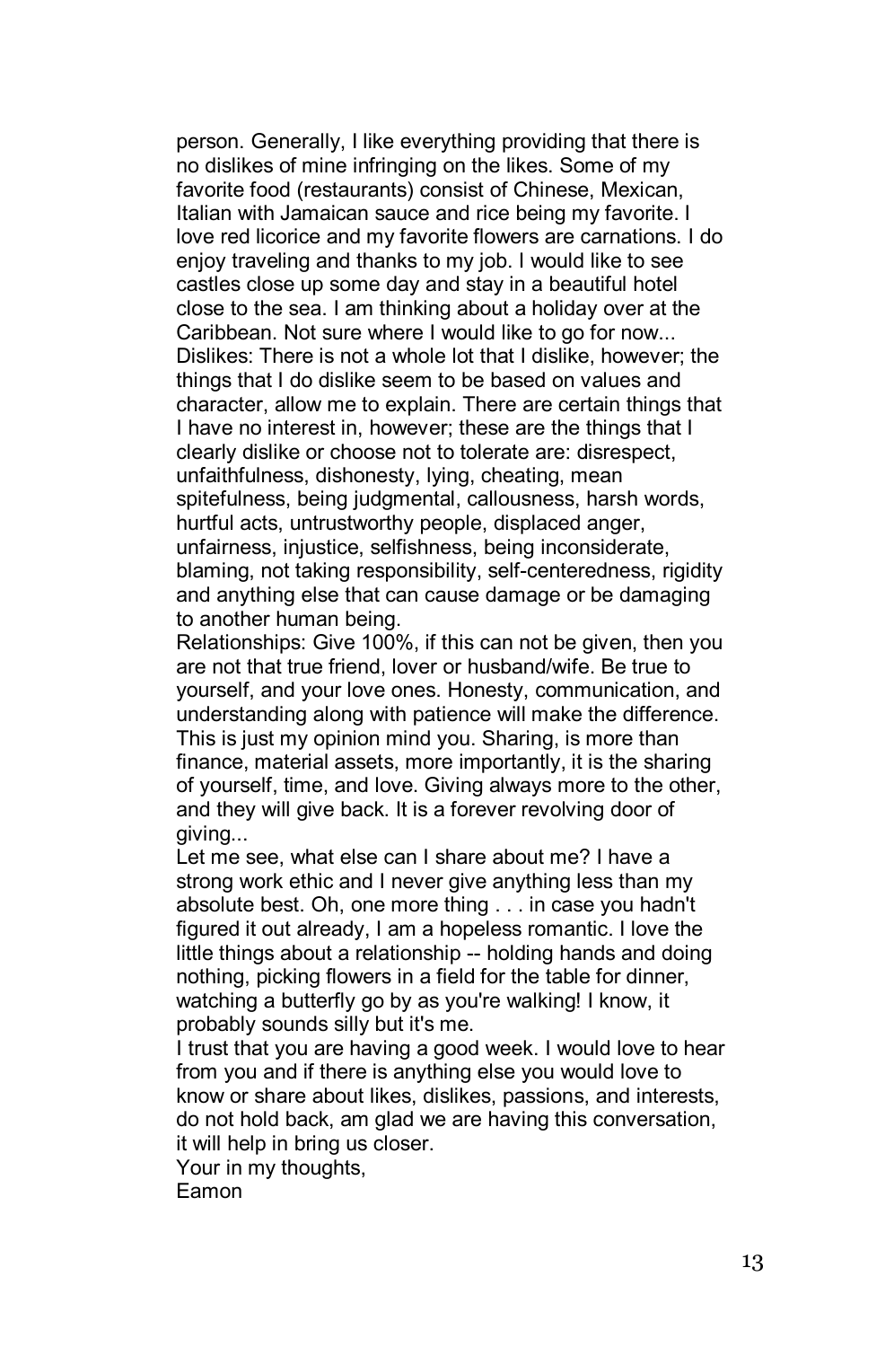person. Generally, I like everything providing that there is no dislikes of mine infringing on the likes. Some of my favorite food (restaurants) consist of Chinese, Mexican, Italian with Jamaican sauce and rice being my favorite. I love red licorice and my favorite flowers are carnations. I do enjoy traveling and thanks to my job. I would like to see castles close up some day and stay in a beautiful hotel close to the sea. I am thinking about a holiday over at the Caribbean. Not sure where I would like to go for now...

Dislikes: There is not a whole lot that I dislike, however; the things that I do dislike seem to be based on values and character, allow me to explain. There are certain things that I have no interest in, however; these are the things that I clearly dislike or choose not to tolerate are: disrespect, unfaithfulness, dishonesty, lying, cheating, mean spitefulness, being judgmental, callousness, harsh words, hurtful acts, untrustworthy people, displaced anger, unfairness, injustice, selfishness, being inconsiderate, blaming, not taking responsibility, self-centeredness, rigidity and anything else that can cause damage or be damaging to another human being.

Relationships: Give 100%, if this can not be given, then you are not that true friend, lover or husband/wife. Be true to yourself, and your love ones. Honesty, communication, and understanding along with patience will make the difference. This is just my opinion mind you. Sharing, is more than finance, material assets, more importantly, it is the sharing of yourself, time, and love. Giving always more to the other, and they will give back. It is a forever revolving door of giving...

Let me see, what else can I share about me? I have a strong work ethic and I never give anything less than my absolute best. Oh, one more thing . . . in case you hadn't figured it out already, I am a hopeless romantic. I love the little things about a relationship -- holding hands and doing nothing, picking flowers in a field for the table for dinner, watching a butterfly go by as you're walking! I know, it probably sounds silly but it's me.

I trust that you are having a good week. I would love to hear from you and if there is anything else you would love to know or share about likes, dislikes, passions, and interests, do not hold back, am glad we are having this conversation, it will help in bring us closer.

Your in my thoughts,
Eamon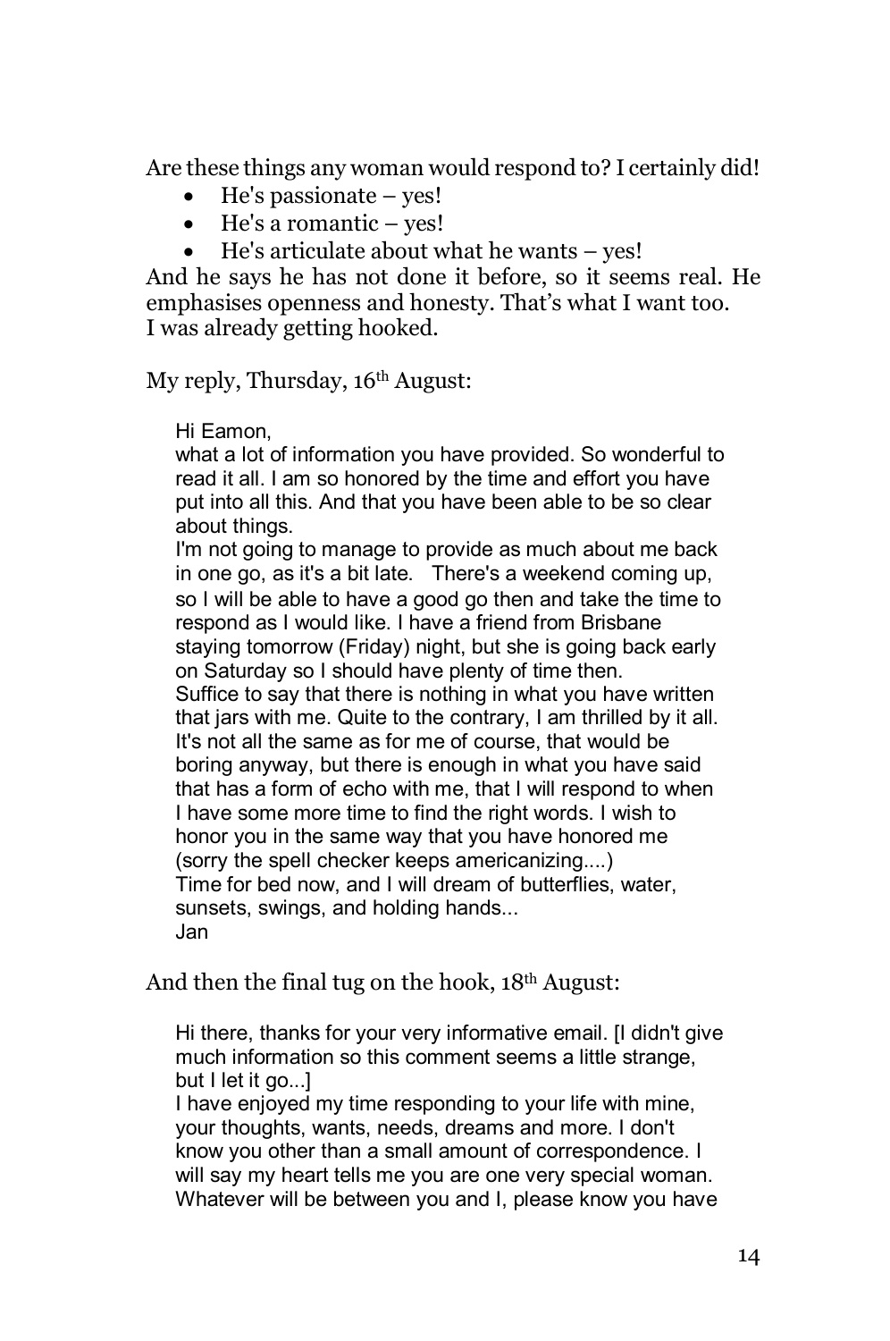Are these things any woman would respond to? I certainly did!

- He's passionate – yes!
- He's a romantic – yes!
- He's articulate about what he wants – yes!

And he says he has not done it before, so it seems real. He emphasises openness and honesty. That's what I want too.
I was already getting hooked.

My reply, Thursday, 16th August:

> Hi Eamon,
> what a lot of information you have provided. So wonderful to read it all. I am so honored by the time and effort you have put into all this. And that you have been able to be so clear about things.
> I'm not going to manage to provide as much about me back in one go, as it's a bit late. There's a weekend coming up, so I will be able to have a good go then and take the time to respond as I would like. I have a friend from Brisbane staying tomorrow (Friday) night, but she is going back early on Saturday so I should have plenty of time then.
> Suffice to say that there is nothing in what you have written that jars with me. Quite to the contrary, I am thrilled by it all. It's not all the same as for me of course, that would be boring anyway, but there is enough in what you have said that has a form of echo with me, that I will respond to when I have some more time to find the right words. I wish to honor you in the same way that you have honored me (sorry the spell checker keeps americanizing....)
> Time for bed now, and I will dream of butterflies, water, sunsets, swings, and holding hands...
> Jan

And then the final tug on the hook, 18th August:

> Hi there, thanks for your very informative email. [I didn't give much information so this comment seems a little strange, but I let it go...]
> I have enjoyed my time responding to your life with mine, your thoughts, wants, needs, dreams and more. I don't know you other than a small amount of correspondence. I will say my heart tells me you are one very special woman. Whatever will be between you and I, please know you have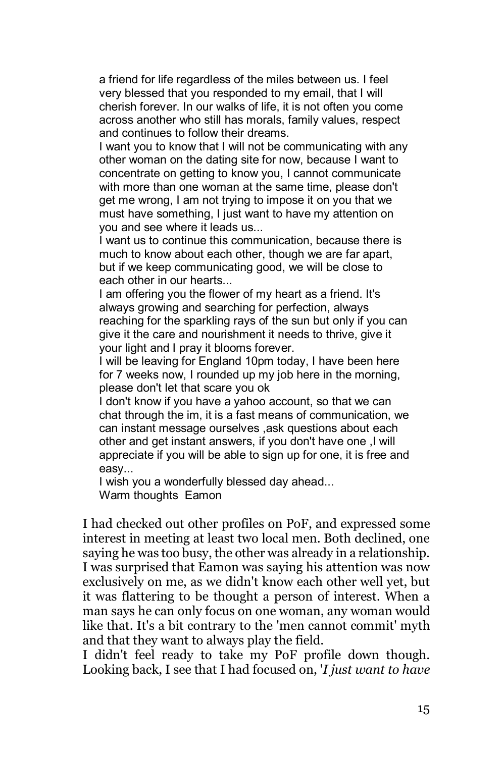> a friend for life regardless of the miles between us. I feel very blessed that you responded to my email, that I will cherish forever. In our walks of life, it is not often you come across another who still has morals, family values, respect and continues to follow their dreams.
> I want you to know that I will not be communicating with any other woman on the dating site for now, because I want to concentrate on getting to know you, I cannot communicate with more than one woman at the same time, please don't get me wrong, I am not trying to impose it on you that we must have something, I just want to have my attention on you and see where it leads us...
> I want us to continue this communication, because there is much to know about each other, though we are far apart, but if we keep communicating good, we will be close to each other in our hearts...
> I am offering you the flower of my heart as a friend. It's always growing and searching for perfection, always reaching for the sparkling rays of the sun but only if you can give it the care and nourishment it needs to thrive, give it your light and I pray it blooms forever.
> I will be leaving for England 10pm today, I have been here for 7 weeks now, I rounded up my job here in the morning, please don't let that scare you ok
> I don't know if you have a yahoo account, so that we can chat through the im, it is a fast means of communication, we can instant message ourselves ,ask questions about each other and get instant answers, if you don't have one ,I will appreciate if you will be able to sign up for one, it is free and easy...
> I wish you a wonderfully blessed day ahead...
> Warm thoughts Eamon

I had checked out other profiles on PoF, and expressed some interest in meeting at least two local men. Both declined, one saying he was too busy, the other was already in a relationship. I was surprised that Eamon was saying his attention was now exclusively on me, as we didn't know each other well yet, but it was flattering to be thought a person of interest. When a man says he can only focus on one woman, any woman would like that. It's a bit contrary to the 'men cannot commit' myth and that they want to always play the field.

I didn't feel ready to take my PoF profile down though. Looking back, I see that I had focused on, '*I just want to have*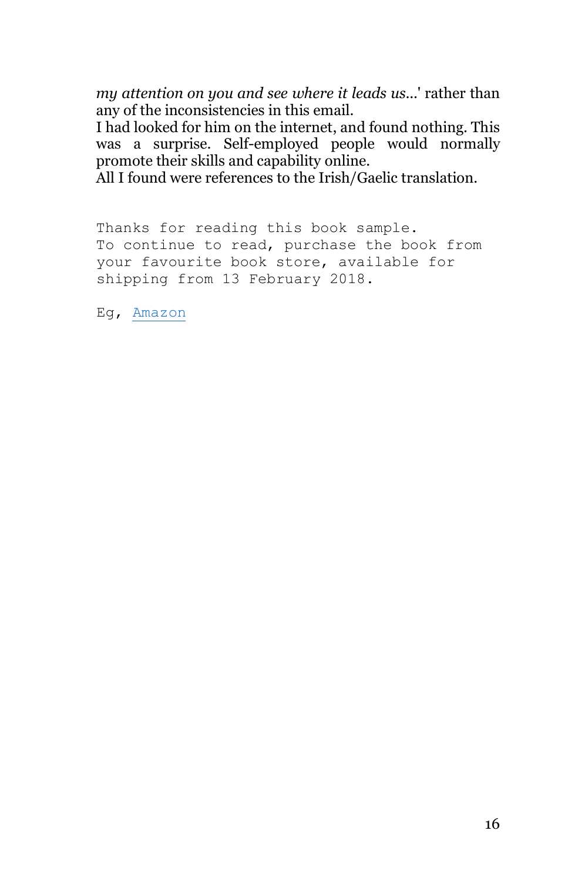*my attention on you and see where it leads us...*' rather than any of the inconsistencies in this email.

I had looked for him on the internet, and found nothing. This was a surprise. Self-employed people would normally promote their skills and capability online.

All I found were references to the Irish/Gaelic translation.

```
Thanks for reading this book sample.
To continue to read, purchase the book from
your favourite book store, available for
shipping from 13 February 2018.
```

Eg, [Amazon]